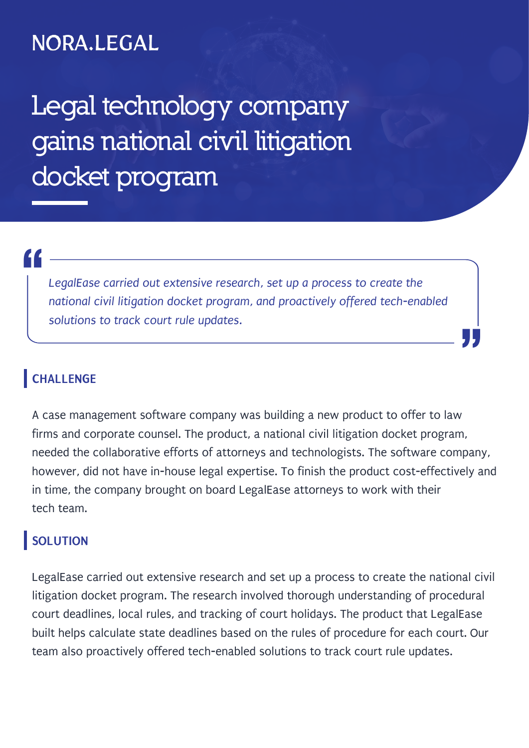NORA.LEGAL

# Legal technology company gains national civil litigation docket program

> *LegalEase carried out extensive research, set up a process to create the national civil litigation docket program, and proactively offered tech-enabled solutions to track court rule updates.*

## CHALLENGE

A case management software company was building a new product to offer to law firms and corporate counsel. The product, a national civil litigation docket program, needed the collaborative efforts of attorneys and technologists. The software company, however, did not have in-house legal expertise. To finish the product cost-effectively and in time, the company brought on board LegalEase attorneys to work with their tech team.

## SOLUTION

LegalEase carried out extensive research and set up a process to create the national civil litigation docket program. The research involved thorough understanding of procedural court deadlines, local rules, and tracking of court holidays. The product that LegalEase built helps calculate state deadlines based on the rules of procedure for each court. Our team also proactively offered tech-enabled solutions to track court rule updates.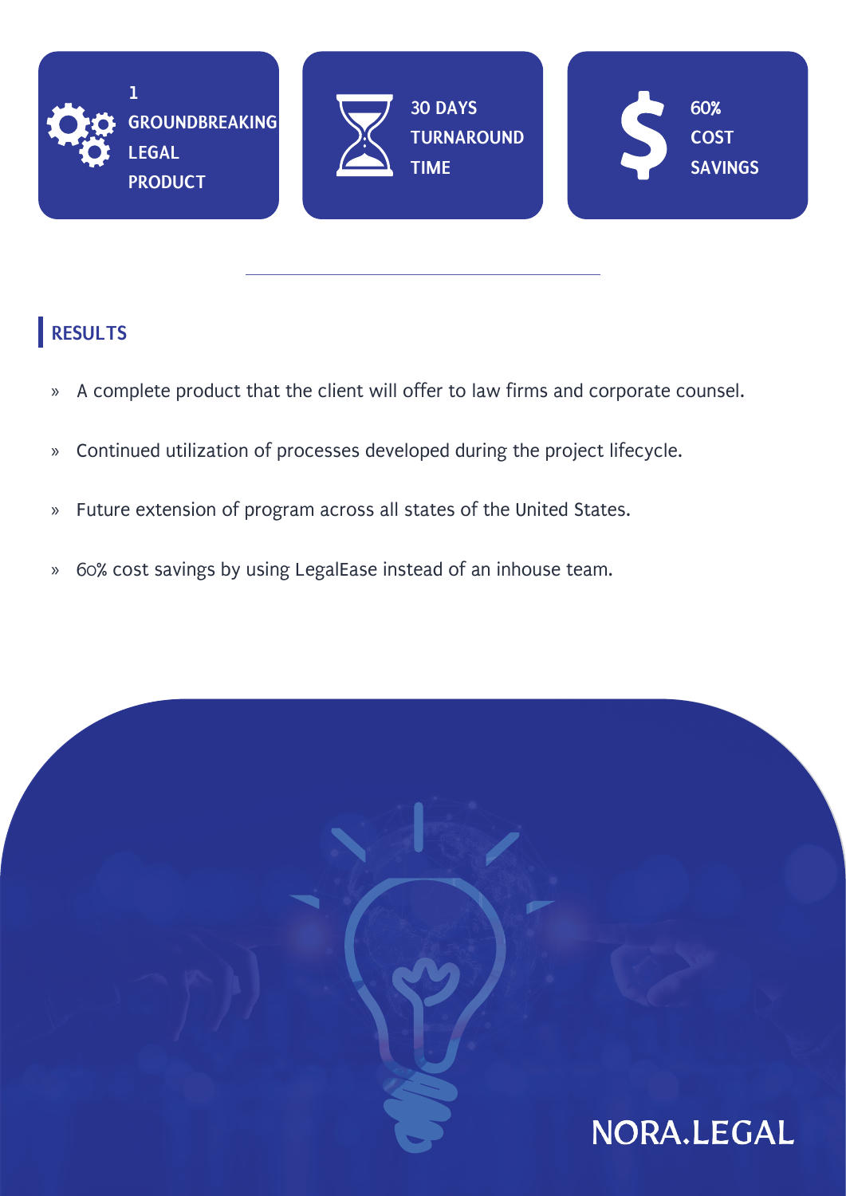1 GROUNDBREAKING LEGAL PRODUCT

30 DAYS TURNAROUND TIME

60% COST SAVINGS

## RESULTS

- A complete product that the client will offer to law firms and corporate counsel.
- Continued utilization of processes developed during the project lifecycle.
- Future extension of program across all states of the United States.
- 60% cost savings by using LegalEase instead of an inhouse team.

NORA.LEGAL